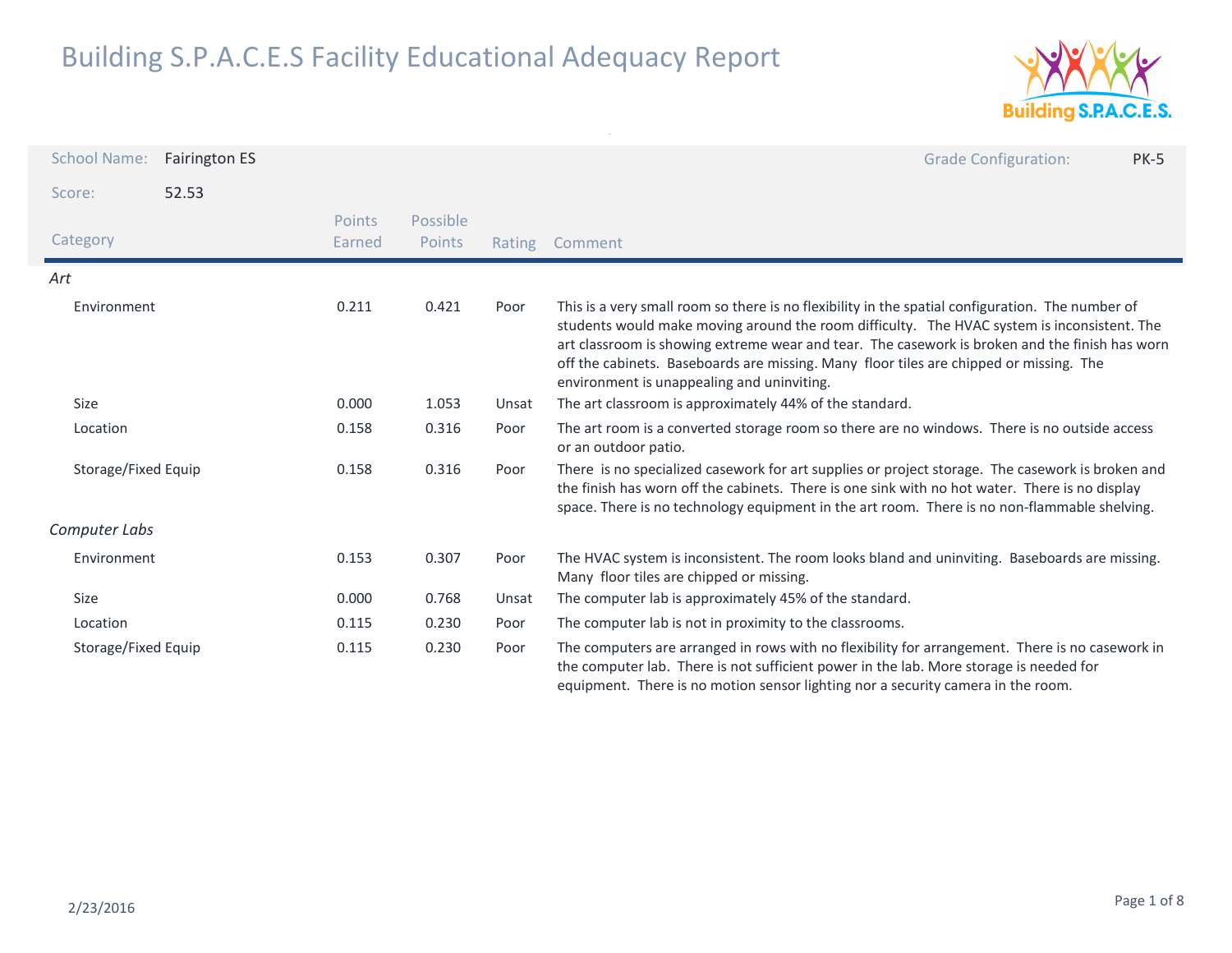# Building S.P.A.C.E.S Facility Educational Adequacy Report

**School Name:** Fairington ES

**Grade Configuration:** PK-5

**Score:** 52.53

| Category | Points Earned | Possible Points | Rating | Comment |
|---|---|---|---|---|
| ***Art*** | | | | |
| Environment | 0.211 | 0.421 | Poor | This is a very small room so there is no flexibility in the spatial configuration. The number of students would make moving around the room difficulty. The HVAC system is inconsistent. The art classroom is showing extreme wear and tear. The casework is broken and the finish has worn off the cabinets. Baseboards are missing. Many floor tiles are chipped or missing. The environment is unappealing and uninviting. |
| Size | 0.000 | 1.053 | Unsat | The art classroom is approximately 44% of the standard. |
| Location | 0.158 | 0.316 | Poor | The art room is a converted storage room so there are no windows. There is no outside access or an outdoor patio. |
| Storage/Fixed Equip | 0.158 | 0.316 | Poor | There is no specialized casework for art supplies or project storage. The casework is broken and the finish has worn off the cabinets. There is one sink with no hot water. There is no display space. There is no technology equipment in the art room. There is no non-flammable shelving. |
| ***Computer Labs*** | | | | |
| Environment | 0.153 | 0.307 | Poor | The HVAC system is inconsistent. The room looks bland and uninviting. Baseboards are missing. Many floor tiles are chipped or missing. |
| Size | 0.000 | 0.768 | Unsat | The computer lab is approximately 45% of the standard. |
| Location | 0.115 | 0.230 | Poor | The computer lab is not in proximity to the classrooms. |
| Storage/Fixed Equip | 0.115 | 0.230 | Poor | The computers are arranged in rows with no flexibility for arrangement. There is no casework in the computer lab. There is not sufficient power in the lab. More storage is needed for equipment. There is no motion sensor lighting nor a security camera in the room. |

2/23/2016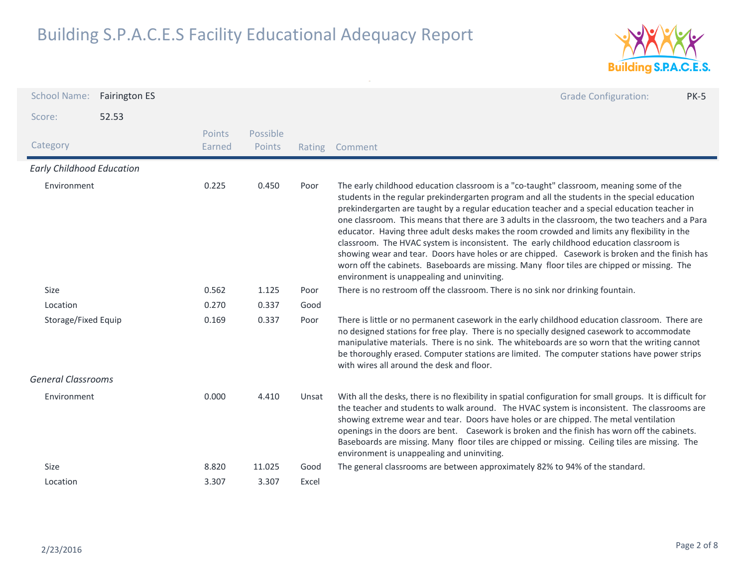# Building S.P.A.C.E.S Facility Educational Adequacy Report

**School Name:** Fairington ES

**Grade Configuration:** PK-5

**Score:** 52.53

| Category | Points Earned | Possible Points | Rating | Comment |
|---|---|---|---|---|
| *Early Childhood Education* | | | | |
| Environment | 0.225 | 0.450 | Poor | The early childhood education classroom is a "co-taught" classroom, meaning some of the students in the regular prekindergarten program and all the students in the special education prekindergarten are taught by a regular education teacher and a special education teacher in one classroom. This means that there are 3 adults in the classroom, the two teachers and a Para educator. Having three adult desks makes the room crowded and limits any flexibility in the classroom. The HVAC system is inconsistent. The early childhood education classroom is showing wear and tear. Doors have holes or are chipped. Casework is broken and the finish has worn off the cabinets. Baseboards are missing. Many floor tiles are chipped or missing. The environment is unappealing and uninviting. |
| Size | 0.562 | 1.125 | Poor | There is no restroom off the classroom. There is no sink nor drinking fountain. |
| Location | 0.270 | 0.337 | Good | |
| Storage/Fixed Equip | 0.169 | 0.337 | Poor | There is little or no permanent casework in the early childhood education classroom. There are no designed stations for free play. There is no specially designed casework to accommodate manipulative materials. There is no sink. The whiteboards are so worn that the writing cannot be thoroughly erased. Computer stations are limited. The computer stations have power strips with wires all around the desk and floor. |
| *General Classrooms* | | | | |
| Environment | 0.000 | 4.410 | Unsat | With all the desks, there is no flexibility in spatial configuration for small groups. It is difficult for the teacher and students to walk around. The HVAC system is inconsistent. The classrooms are showing extreme wear and tear. Doors have holes or are chipped. The metal ventilation openings in the doors are bent. Casework is broken and the finish has worn off the cabinets. Baseboards are missing. Many floor tiles are chipped or missing. Ceiling tiles are missing. The environment is unappealing and uninviting. |
| Size | 8.820 | 11.025 | Good | The general classrooms are between approximately 82% to 94% of the standard. |
| Location | 3.307 | 3.307 | Excel | |

2/23/2016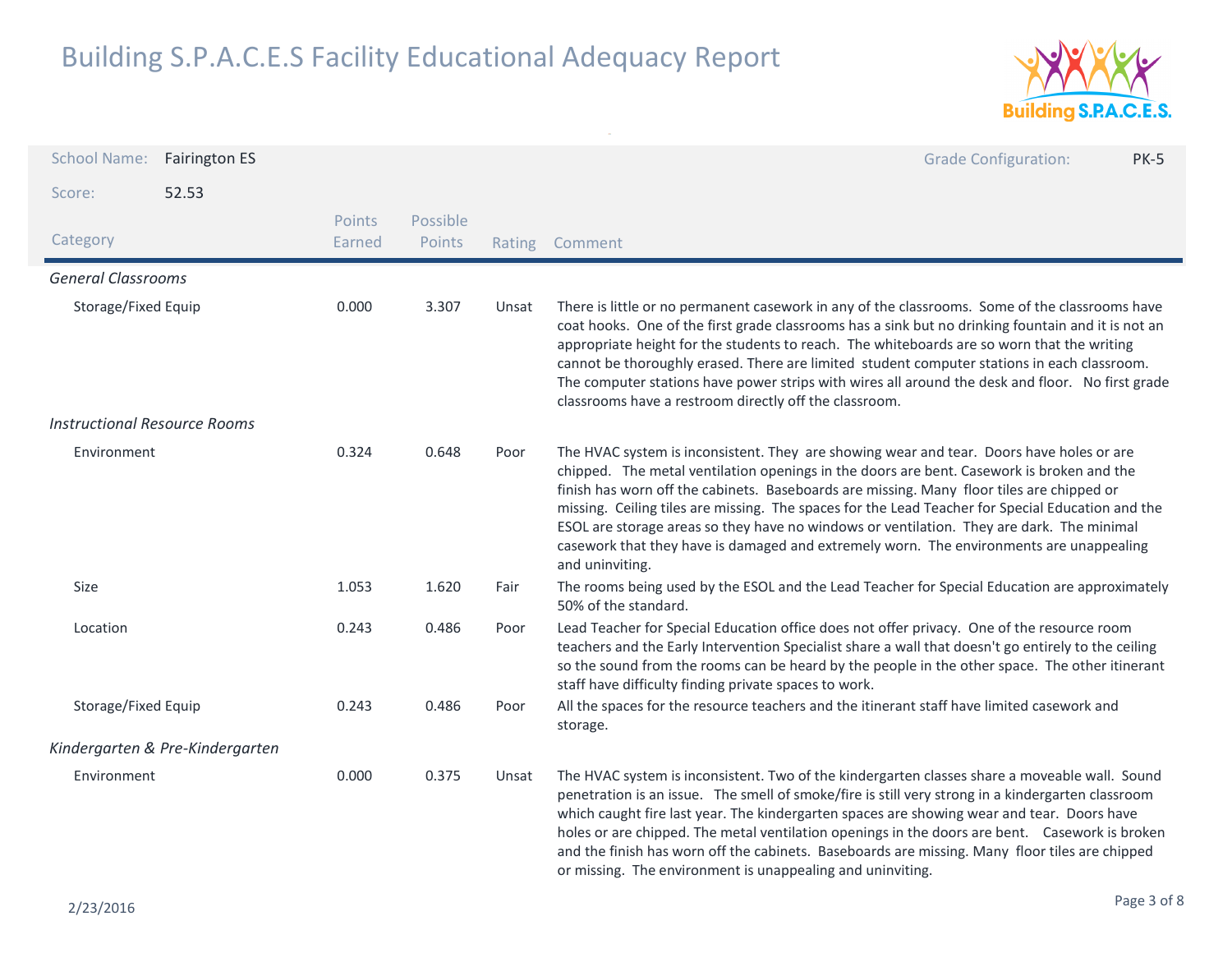# Building S.P.A.C.E.S Facility Educational Adequacy Report

**School Name:** Fairington ES

**Grade Configuration:** PK-5

**Score:** 52.53

| Category | Points Earned | Possible Points | Rating | Comment |
|---|---|---|---|---|
| *General Classrooms* | | | | |
| Storage/Fixed Equip | 0.000 | 3.307 | Unsat | There is little or no permanent casework in any of the classrooms. Some of the classrooms have coat hooks. One of the first grade classrooms has a sink but no drinking fountain and it is not an appropriate height for the students to reach. The whiteboards are so worn that the writing cannot be thoroughly erased. There are limited student computer stations in each classroom. The computer stations have power strips with wires all around the desk and floor. No first grade classrooms have a restroom directly off the classroom. |
| *Instructional Resource Rooms* | | | | |
| Environment | 0.324 | 0.648 | Poor | The HVAC system is inconsistent. They are showing wear and tear. Doors have holes or are chipped. The metal ventilation openings in the doors are bent. Casework is broken and the finish has worn off the cabinets. Baseboards are missing. Many floor tiles are chipped or missing. Ceiling tiles are missing. The spaces for the Lead Teacher for Special Education and the ESOL are storage areas so they have no windows or ventilation. They are dark. The minimal casework that they have is damaged and extremely worn. The environments are unappealing and uninviting. |
| Size | 1.053 | 1.620 | Fair | The rooms being used by the ESOL and the Lead Teacher for Special Education are approximately 50% of the standard. |
| Location | 0.243 | 0.486 | Poor | Lead Teacher for Special Education office does not offer privacy. One of the resource room teachers and the Early Intervention Specialist share a wall that doesn't go entirely to the ceiling so the sound from the rooms can be heard by the people in the other space. The other itinerant staff have difficulty finding private spaces to work. |
| Storage/Fixed Equip | 0.243 | 0.486 | Poor | All the spaces for the resource teachers and the itinerant staff have limited casework and storage. |
| *Kindergarten & Pre-Kindergarten* | | | | |
| Environment | 0.000 | 0.375 | Unsat | The HVAC system is inconsistent. Two of the kindergarten classes share a moveable wall. Sound penetration is an issue. The smell of smoke/fire is still very strong in a kindergarten classroom which caught fire last year. The kindergarten spaces are showing wear and tear. Doors have holes or are chipped. The metal ventilation openings in the doors are bent. Casework is broken and the finish has worn off the cabinets. Baseboards are missing. Many floor tiles are chipped or missing. The environment is unappealing and uninviting. |

2/23/2016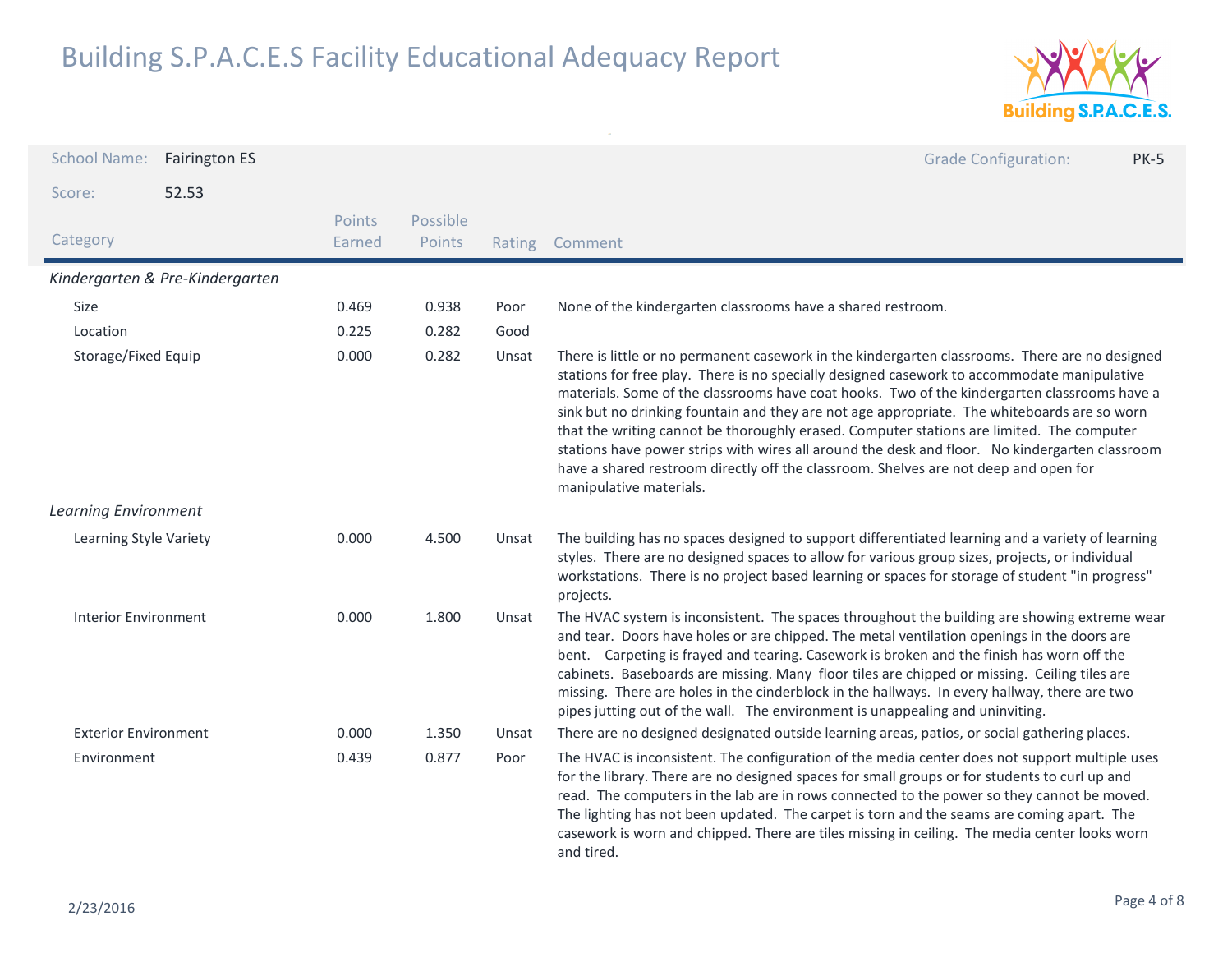# Building S.P.A.C.E.S Facility Educational Adequacy Report

**School Name:** Fairington ES

**Grade Configuration:** PK-5

**Score:** 52.53

| Category | Points Earned | Possible Points | Rating | Comment |
|---|---|---|---|---|
| ***Kindergarten & Pre-Kindergarten*** | | | | |
| Size | 0.469 | 0.938 | Poor | None of the kindergarten classrooms have a shared restroom. |
| Location | 0.225 | 0.282 | Good | |
| Storage/Fixed Equip | 0.000 | 0.282 | Unsat | There is little or no permanent casework in the kindergarten classrooms. There are no designed stations for free play. There is no specially designed casework to accommodate manipulative materials. Some of the classrooms have coat hooks. Two of the kindergarten classrooms have a sink but no drinking fountain and they are not age appropriate. The whiteboards are so worn that the writing cannot be thoroughly erased. Computer stations are limited. The computer stations have power strips with wires all around the desk and floor. No kindergarten classroom have a shared restroom directly off the classroom. Shelves are not deep and open for manipulative materials. |
| ***Learning Environment*** | | | | |
| Learning Style Variety | 0.000 | 4.500 | Unsat | The building has no spaces designed to support differentiated learning and a variety of learning styles. There are no designed spaces to allow for various group sizes, projects, or individual workstations. There is no project based learning or spaces for storage of student "in progress" projects. |
| Interior Environment | 0.000 | 1.800 | Unsat | The HVAC system is inconsistent. The spaces throughout the building are showing extreme wear and tear. Doors have holes or are chipped. The metal ventilation openings in the doors are bent. Carpeting is frayed and tearing. Casework is broken and the finish has worn off the cabinets. Baseboards are missing. Many floor tiles are chipped or missing. Ceiling tiles are missing. There are holes in the cinderblock in the hallways. In every hallway, there are two pipes jutting out of the wall. The environment is unappealing and uninviting. |
| Exterior Environment | 0.000 | 1.350 | Unsat | There are no designed designated outside learning areas, patios, or social gathering places. |
| Environment | 0.439 | 0.877 | Poor | The HVAC is inconsistent. The configuration of the media center does not support multiple uses for the library. There are no designed spaces for small groups or for students to curl up and read. The computers in the lab are in rows connected to the power so they cannot be moved. The lighting has not been updated. The carpet is torn and the seams are coming apart. The casework is worn and chipped. There are tiles missing in ceiling. The media center looks worn and tired. |

2/23/2016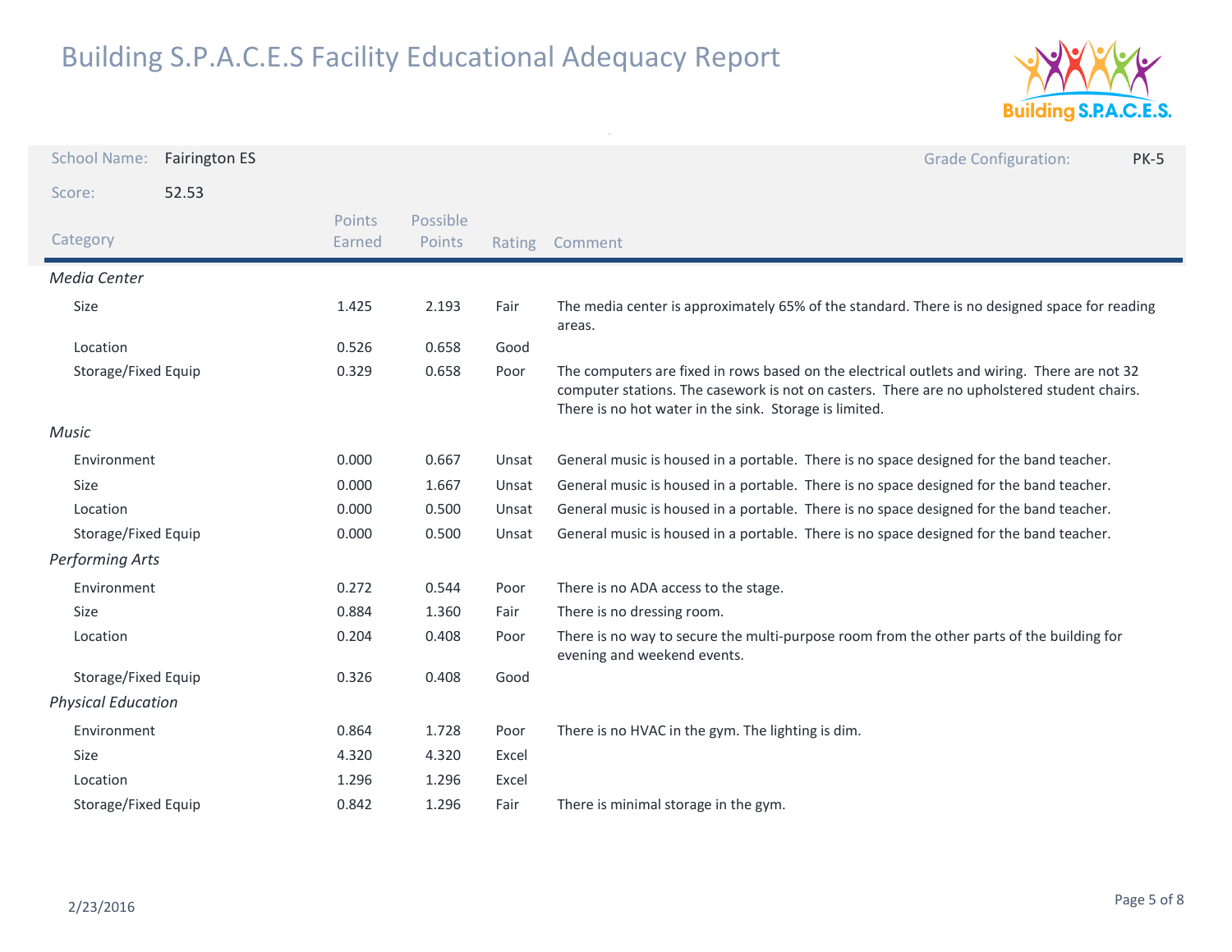# Building S.P.A.C.E.S Facility Educational Adequacy Report

**School Name:** Fairington ES

**Grade Configuration:** PK-5

**Score:** 52.53

| Category | Points Earned | Possible Points | Rating | Comment |
|---|---|---|---|---|
| ***Media Center*** | | | | |
| Size | 1.425 | 2.193 | Fair | The media center is approximately 65% of the standard. There is no designed space for reading areas. |
| Location | 0.526 | 0.658 | Good | |
| Storage/Fixed Equip | 0.329 | 0.658 | Poor | The computers are fixed in rows based on the electrical outlets and wiring. There are not 32 computer stations. The casework is not on casters. There are no upholstered student chairs. There is no hot water in the sink. Storage is limited. |
| ***Music*** | | | | |
| Environment | 0.000 | 0.667 | Unsat | General music is housed in a portable. There is no space designed for the band teacher. |
| Size | 0.000 | 1.667 | Unsat | General music is housed in a portable. There is no space designed for the band teacher. |
| Location | 0.000 | 0.500 | Unsat | General music is housed in a portable. There is no space designed for the band teacher. |
| Storage/Fixed Equip | 0.000 | 0.500 | Unsat | General music is housed in a portable. There is no space designed for the band teacher. |
| ***Performing Arts*** | | | | |
| Environment | 0.272 | 0.544 | Poor | There is no ADA access to the stage. |
| Size | 0.884 | 1.360 | Fair | There is no dressing room. |
| Location | 0.204 | 0.408 | Poor | There is no way to secure the multi-purpose room from the other parts of the building for evening and weekend events. |
| Storage/Fixed Equip | 0.326 | 0.408 | Good | |
| ***Physical Education*** | | | | |
| Environment | 0.864 | 1.728 | Poor | There is no HVAC in the gym. The lighting is dim. |
| Size | 4.320 | 4.320 | Excel | |
| Location | 1.296 | 1.296 | Excel | |
| Storage/Fixed Equip | 0.842 | 1.296 | Fair | There is minimal storage in the gym. |

2/23/2016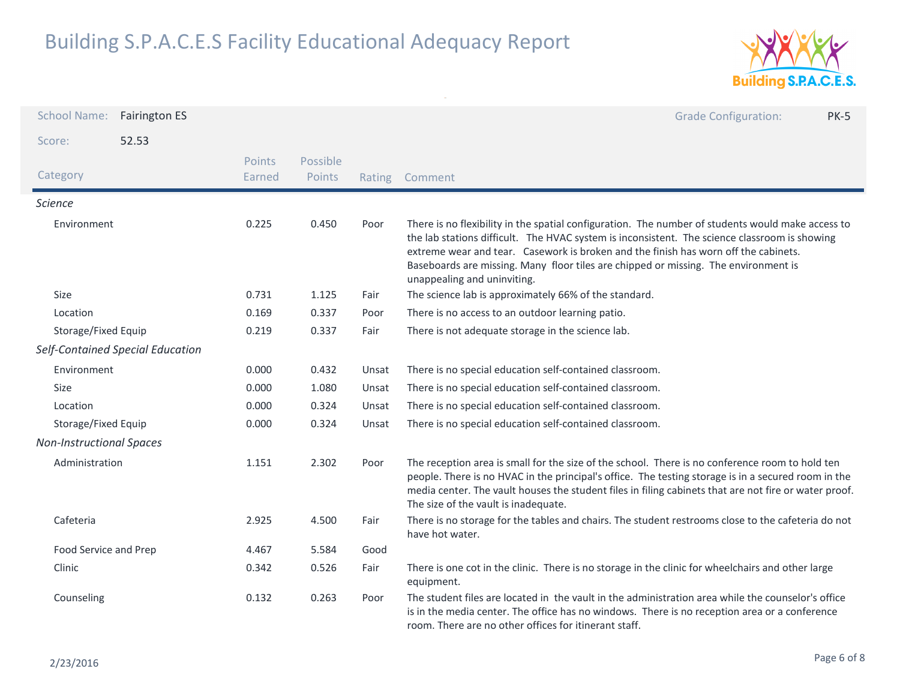# Building S.P.A.C.E.S Facility Educational Adequacy Report

**School Name:** Fairington ES

**Grade Configuration:** PK-5

**Score:** 52.53

| Category | Points Earned | Possible Points | Rating | Comment |
|---|---|---|---|---|
| *Science* | | | | |
| Environment | 0.225 | 0.450 | Poor | There is no flexibility in the spatial configuration. The number of students would make access to the lab stations difficult. The HVAC system is inconsistent. The science classroom is showing extreme wear and tear. Casework is broken and the finish has worn off the cabinets. Baseboards are missing. Many floor tiles are chipped or missing. The environment is unappealing and uninviting. |
| Size | 0.731 | 1.125 | Fair | The science lab is approximately 66% of the standard. |
| Location | 0.169 | 0.337 | Poor | There is no access to an outdoor learning patio. |
| Storage/Fixed Equip | 0.219 | 0.337 | Fair | There is not adequate storage in the science lab. |
| *Self-Contained Special Education* | | | | |
| Environment | 0.000 | 0.432 | Unsat | There is no special education self-contained classroom. |
| Size | 0.000 | 1.080 | Unsat | There is no special education self-contained classroom. |
| Location | 0.000 | 0.324 | Unsat | There is no special education self-contained classroom. |
| Storage/Fixed Equip | 0.000 | 0.324 | Unsat | There is no special education self-contained classroom. |
| *Non-Instructional Spaces* | | | | |
| Administration | 1.151 | 2.302 | Poor | The reception area is small for the size of the school. There is no conference room to hold ten people. There is no HVAC in the principal's office. The testing storage is in a secured room in the media center. The vault houses the student files in filing cabinets that are not fire or water proof. The size of the vault is inadequate. |
| Cafeteria | 2.925 | 4.500 | Fair | There is no storage for the tables and chairs. The student restrooms close to the cafeteria do not have hot water. |
| Food Service and Prep | 4.467 | 5.584 | Good | |
| Clinic | 0.342 | 0.526 | Fair | There is one cot in the clinic. There is no storage in the clinic for wheelchairs and other large equipment. |
| Counseling | 0.132 | 0.263 | Poor | The student files are located in the vault in the administration area while the counselor's office is in the media center. The office has no windows. There is no reception area or a conference room. There are no other offices for itinerant staff. |

2/23/2016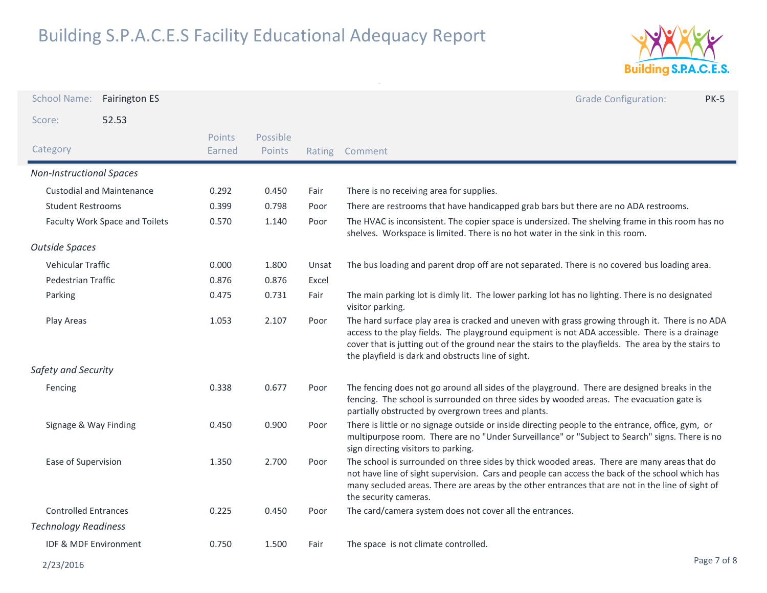# Building S.P.A.C.E.S Facility Educational Adequacy Report

**School Name:** Fairington ES

**Grade Configuration:** PK-5

**Score:** 52.53

| Category | Points Earned | Possible Points | Rating | Comment |
|---|---|---|---|---|
| *Non-Instructional Spaces* | | | | |
| Custodial and Maintenance | 0.292 | 0.450 | Fair | There is no receiving area for supplies. |
| Student Restrooms | 0.399 | 0.798 | Poor | There are restrooms that have handicapped grab bars but there are no ADA restrooms. |
| Faculty Work Space and Toilets | 0.570 | 1.140 | Poor | The HVAC is inconsistent. The copier space is undersized. The shelving frame in this room has no shelves. Workspace is limited. There is no hot water in the sink in this room. |
| *Outside Spaces* | | | | |
| Vehicular Traffic | 0.000 | 1.800 | Unsat | The bus loading and parent drop off are not separated. There is no covered bus loading area. |
| Pedestrian Traffic | 0.876 | 0.876 | Excel | |
| Parking | 0.475 | 0.731 | Fair | The main parking lot is dimly lit. The lower parking lot has no lighting. There is no designated visitor parking. |
| Play Areas | 1.053 | 2.107 | Poor | The hard surface play area is cracked and uneven with grass growing through it. There is no ADA access to the play fields. The playground equipment is not ADA accessible. There is a drainage cover that is jutting out of the ground near the stairs to the playfields. The area by the stairs to the playfield is dark and obstructs line of sight. |
| *Safety and Security* | | | | |
| Fencing | 0.338 | 0.677 | Poor | The fencing does not go around all sides of the playground. There are designed breaks in the fencing. The school is surrounded on three sides by wooded areas. The evacuation gate is partially obstructed by overgrown trees and plants. |
| Signage & Way Finding | 0.450 | 0.900 | Poor | There is little or no signage outside or inside directing people to the entrance, office, gym, or multipurpose room. There are no "Under Surveillance" or "Subject to Search" signs. There is no sign directing visitors to parking. |
| Ease of Supervision | 1.350 | 2.700 | Poor | The school is surrounded on three sides by thick wooded areas. There are many areas that do not have line of sight supervision. Cars and people can access the back of the school which has many secluded areas. There are areas by the other entrances that are not in the line of sight of the security cameras. |
| Controlled Entrances | 0.225 | 0.450 | Poor | The card/camera system does not cover all the entrances. |
| *Technology Readiness* | | | | |
| IDF & MDF Environment | 0.750 | 1.500 | Fair | The space is not climate controlled. |

2/23/2016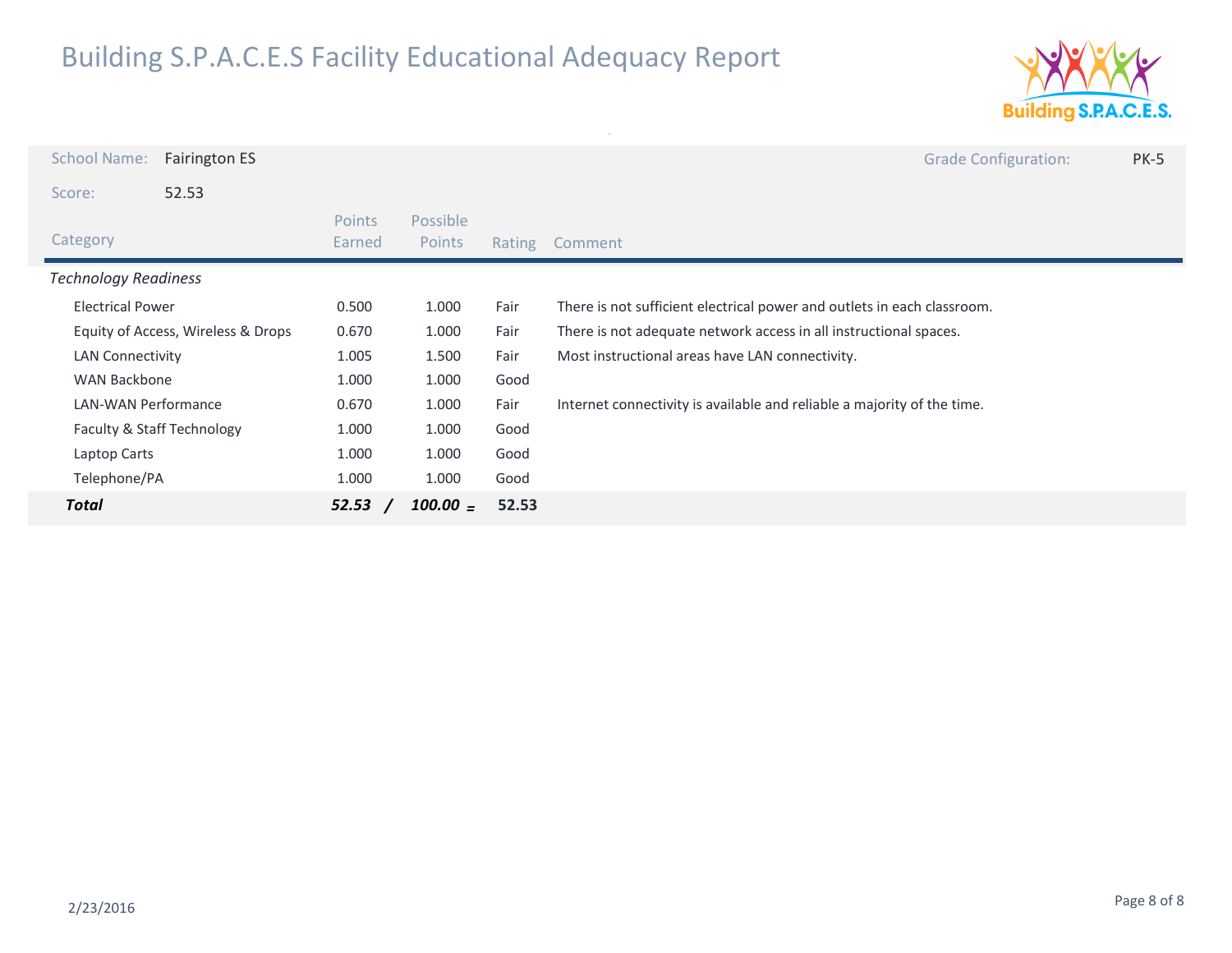# Building S.P.A.C.E.S Facility Educational Adequacy Report

School Name: Fairington ES

Grade Configuration: PK-5

Score: 52.53

| Category | Points Earned | Possible Points | Rating | Comment |
|---|---|---|---|---|
| *Technology Readiness* | | | | |
| Electrical Power | 0.500 | 1.000 | Fair | There is not sufficient electrical power and outlets in each classroom. |
| Equity of Access, Wireless & Drops | 0.670 | 1.000 | Fair | There is not adequate network access in all instructional spaces. |
| LAN Connectivity | 1.005 | 1.500 | Fair | Most instructional areas have LAN connectivity. |
| WAN Backbone | 1.000 | 1.000 | Good | |
| LAN-WAN Performance | 0.670 | 1.000 | Fair | Internet connectivity is available and reliable a majority of the time. |
| Faculty & Staff Technology | 1.000 | 1.000 | Good | |
| Laptop Carts | 1.000 | 1.000 | Good | |
| Telephone/PA | 1.000 | 1.000 | Good | |
| ***Total*** | ***52.53 /*** | ***100.00 =*** | **52.53** | |

2/23/2016